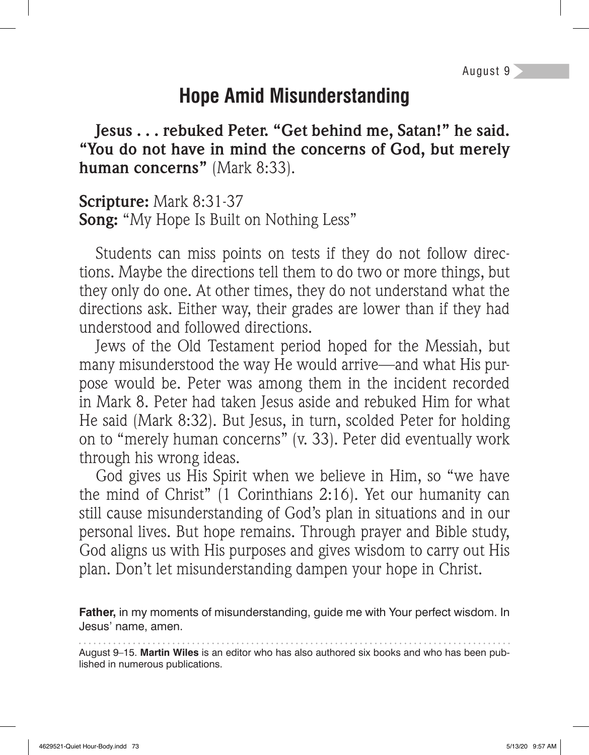August 9

# Hope Amid Misunderstanding

**Jesus . . . rebuked Peter. "Get behind me, Satan!" he said. "You do not have in mind the concerns of God, but merely human concerns"** (Mark 8:33).

**Scripture:** Mark 8:31-37
**Song:** "My Hope Is Built on Nothing Less"

Students can miss points on tests if they do not follow directions. Maybe the directions tell them to do two or more things, but they only do one. At other times, they do not understand what the directions ask. Either way, their grades are lower than if they had understood and followed directions.

Jews of the Old Testament period hoped for the Messiah, but many misunderstood the way He would arrive—and what His purpose would be. Peter was among them in the incident recorded in Mark 8. Peter had taken Jesus aside and rebuked Him for what He said (Mark 8:32). But Jesus, in turn, scolded Peter for holding on to "merely human concerns" (v. 33). Peter did eventually work through his wrong ideas.

God gives us His Spirit when we believe in Him, so "we have the mind of Christ" (1 Corinthians 2:16). Yet our humanity can still cause misunderstanding of God's plan in situations and in our personal lives. But hope remains. Through prayer and Bible study, God aligns us with His purposes and gives wisdom to carry out His plan. Don't let misunderstanding dampen your hope in Christ.

**Father,** in my moments of misunderstanding, guide me with Your perfect wisdom. In Jesus' name, amen.

---

August 9–15. **Martin Wiles** is an editor who has also authored six books and who has been published in numerous publications.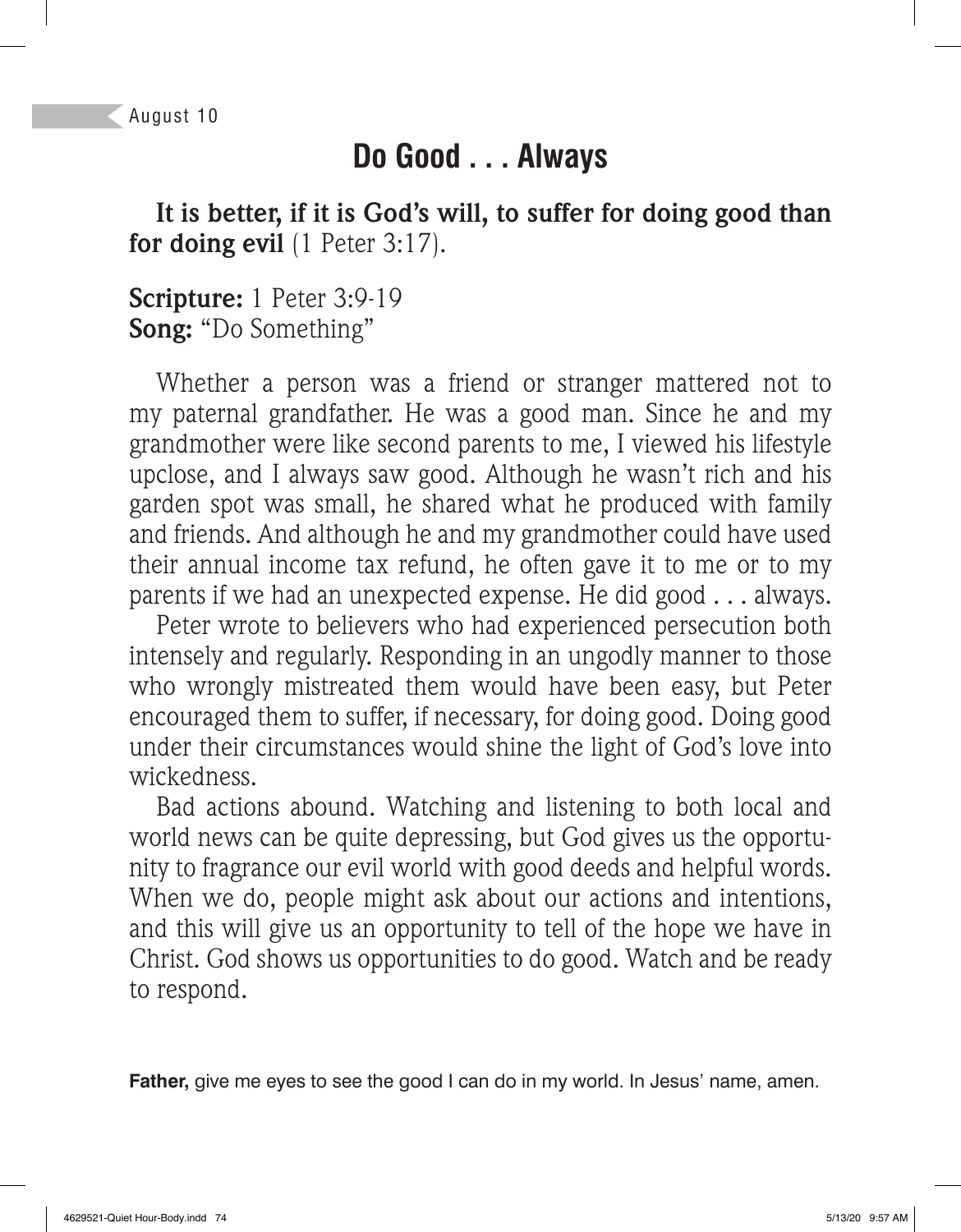August 10

# Do Good . . . Always

**It is better, if it is God's will, to suffer for doing good than for doing evil** (1 Peter 3:17).

**Scripture:** 1 Peter 3:9-19
**Song:** "Do Something"

Whether a person was a friend or stranger mattered not to my paternal grandfather. He was a good man. Since he and my grandmother were like second parents to me, I viewed his lifestyle upclose, and I always saw good. Although he wasn't rich and his garden spot was small, he shared what he produced with family and friends. And although he and my grandmother could have used their annual income tax refund, he often gave it to me or to my parents if we had an unexpected expense. He did good . . . always.

Peter wrote to believers who had experienced persecution both intensely and regularly. Responding in an ungodly manner to those who wrongly mistreated them would have been easy, but Peter encouraged them to suffer, if necessary, for doing good. Doing good under their circumstances would shine the light of God's love into wickedness.

Bad actions abound. Watching and listening to both local and world news can be quite depressing, but God gives us the opportunity to fragrance our evil world with good deeds and helpful words. When we do, people might ask about our actions and intentions, and this will give us an opportunity to tell of the hope we have in Christ. God shows us opportunities to do good. Watch and be ready to respond.

**Father,** give me eyes to see the good I can do in my world. In Jesus' name, amen.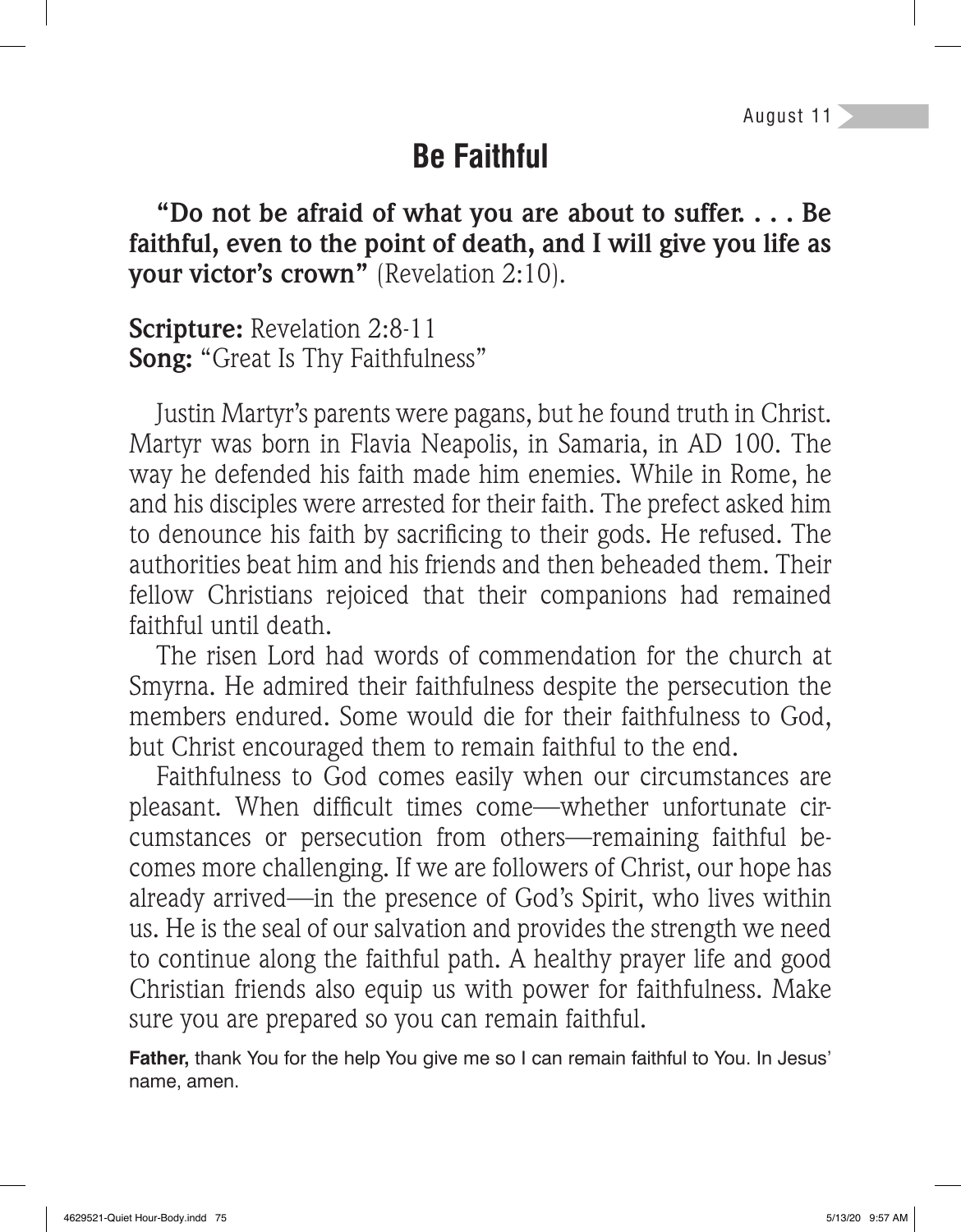August 11

# Be Faithful

**"Do not be afraid of what you are about to suffer. . . . Be faithful, even to the point of death, and I will give you life as your victor's crown"** (Revelation 2:10).

**Scripture:** Revelation 2:8-11
**Song:** "Great Is Thy Faithfulness"

Justin Martyr's parents were pagans, but he found truth in Christ. Martyr was born in Flavia Neapolis, in Samaria, in AD 100. The way he defended his faith made him enemies. While in Rome, he and his disciples were arrested for their faith. The prefect asked him to denounce his faith by sacrificing to their gods. He refused. The authorities beat him and his friends and then beheaded them. Their fellow Christians rejoiced that their companions had remained faithful until death.

The risen Lord had words of commendation for the church at Smyrna. He admired their faithfulness despite the persecution the members endured. Some would die for their faithfulness to God, but Christ encouraged them to remain faithful to the end.

Faithfulness to God comes easily when our circumstances are pleasant. When difficult times come—whether unfortunate circumstances or persecution from others—remaining faithful becomes more challenging. If we are followers of Christ, our hope has already arrived—in the presence of God's Spirit, who lives within us. He is the seal of our salvation and provides the strength we need to continue along the faithful path. A healthy prayer life and good Christian friends also equip us with power for faithfulness. Make sure you are prepared so you can remain faithful.

**Father,** thank You for the help You give me so I can remain faithful to You. In Jesus' name, amen.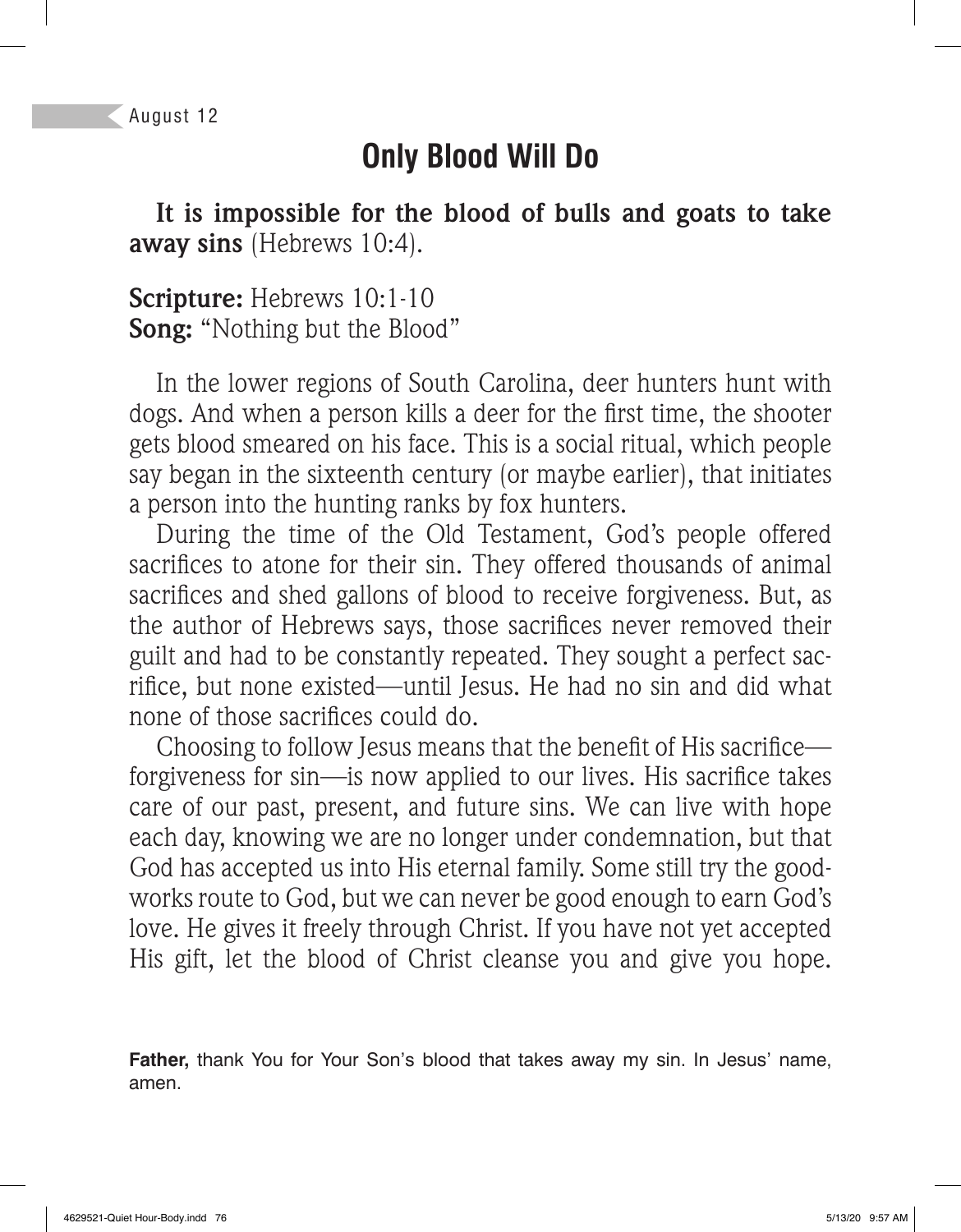August 12

# Only Blood Will Do

**It is impossible for the blood of bulls and goats to take away sins** (Hebrews 10:4).

**Scripture:** Hebrews 10:1-10
**Song:** "Nothing but the Blood"

In the lower regions of South Carolina, deer hunters hunt with dogs. And when a person kills a deer for the first time, the shooter gets blood smeared on his face. This is a social ritual, which people say began in the sixteenth century (or maybe earlier), that initiates a person into the hunting ranks by fox hunters.

During the time of the Old Testament, God's people offered sacrifices to atone for their sin. They offered thousands of animal sacrifices and shed gallons of blood to receive forgiveness. But, as the author of Hebrews says, those sacrifices never removed their guilt and had to be constantly repeated. They sought a perfect sacrifice, but none existed—until Jesus. He had no sin and did what none of those sacrifices could do.

Choosing to follow Jesus means that the benefit of His sacrifice—forgiveness for sin—is now applied to our lives. His sacrifice takes care of our past, present, and future sins. We can live with hope each day, knowing we are no longer under condemnation, but that God has accepted us into His eternal family. Some still try the good-works route to God, but we can never be good enough to earn God's love. He gives it freely through Christ. If you have not yet accepted His gift, let the blood of Christ cleanse you and give you hope.

**Father,** thank You for Your Son's blood that takes away my sin. In Jesus' name, amen.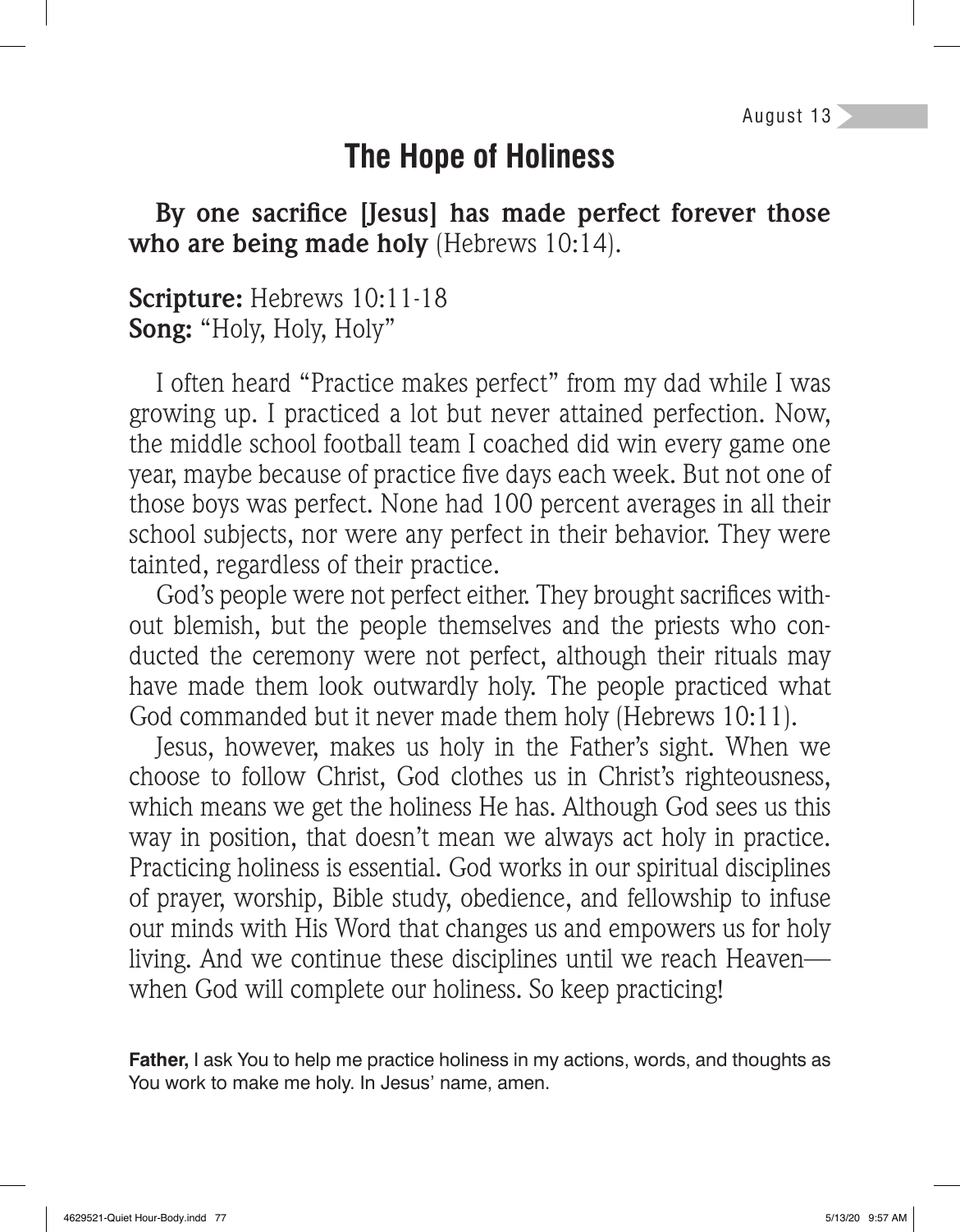August 13

# The Hope of Holiness

**By one sacrifice [Jesus] has made perfect forever those who are being made holy** (Hebrews 10:14).

**Scripture:** Hebrews 10:11-18
**Song:** "Holy, Holy, Holy"

I often heard "Practice makes perfect" from my dad while I was growing up. I practiced a lot but never attained perfection. Now, the middle school football team I coached did win every game one year, maybe because of practice five days each week. But not one of those boys was perfect. None had 100 percent averages in all their school subjects, nor were any perfect in their behavior. They were tainted, regardless of their practice.

God's people were not perfect either. They brought sacrifices without blemish, but the people themselves and the priests who conducted the ceremony were not perfect, although their rituals may have made them look outwardly holy. The people practiced what God commanded but it never made them holy (Hebrews 10:11).

Jesus, however, makes us holy in the Father's sight. When we choose to follow Christ, God clothes us in Christ's righteousness, which means we get the holiness He has. Although God sees us this way in position, that doesn't mean we always act holy in practice. Practicing holiness is essential. God works in our spiritual disciplines of prayer, worship, Bible study, obedience, and fellowship to infuse our minds with His Word that changes us and empowers us for holy living. And we continue these disciplines until we reach Heaven—when God will complete our holiness. So keep practicing!

**Father,** I ask You to help me practice holiness in my actions, words, and thoughts as You work to make me holy. In Jesus' name, amen.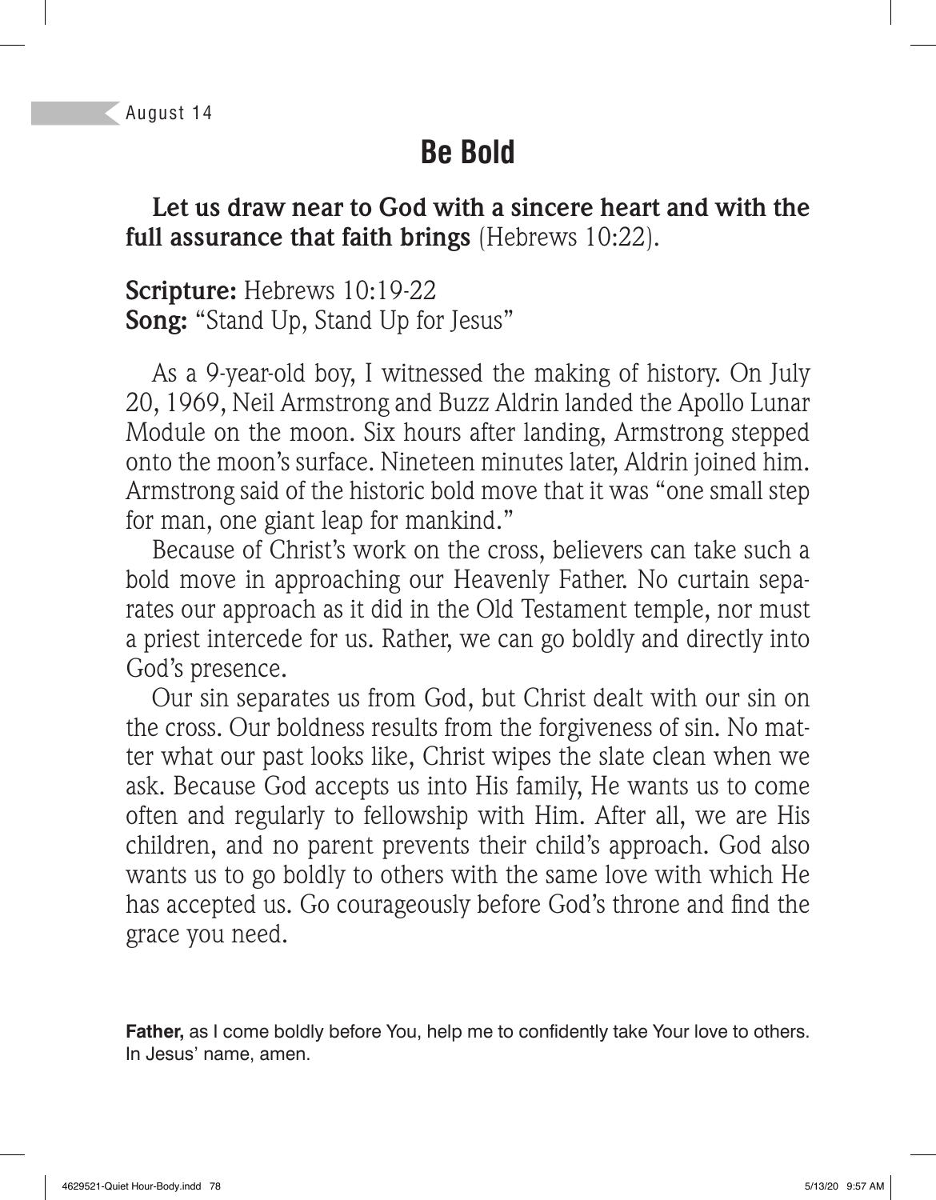August 14

# Be Bold

**Let us draw near to God with a sincere heart and with the full assurance that faith brings** (Hebrews 10:22).

**Scripture:** Hebrews 10:19-22
**Song:** "Stand Up, Stand Up for Jesus"

As a 9-year-old boy, I witnessed the making of history. On July 20, 1969, Neil Armstrong and Buzz Aldrin landed the Apollo Lunar Module on the moon. Six hours after landing, Armstrong stepped onto the moon's surface. Nineteen minutes later, Aldrin joined him. Armstrong said of the historic bold move that it was "one small step for man, one giant leap for mankind."

Because of Christ's work on the cross, believers can take such a bold move in approaching our Heavenly Father. No curtain separates our approach as it did in the Old Testament temple, nor must a priest intercede for us. Rather, we can go boldly and directly into God's presence.

Our sin separates us from God, but Christ dealt with our sin on the cross. Our boldness results from the forgiveness of sin. No matter what our past looks like, Christ wipes the slate clean when we ask. Because God accepts us into His family, He wants us to come often and regularly to fellowship with Him. After all, we are His children, and no parent prevents their child's approach. God also wants us to go boldly to others with the same love with which He has accepted us. Go courageously before God's throne and find the grace you need.

**Father,** as I come boldly before You, help me to confidently take Your love to others. In Jesus' name, amen.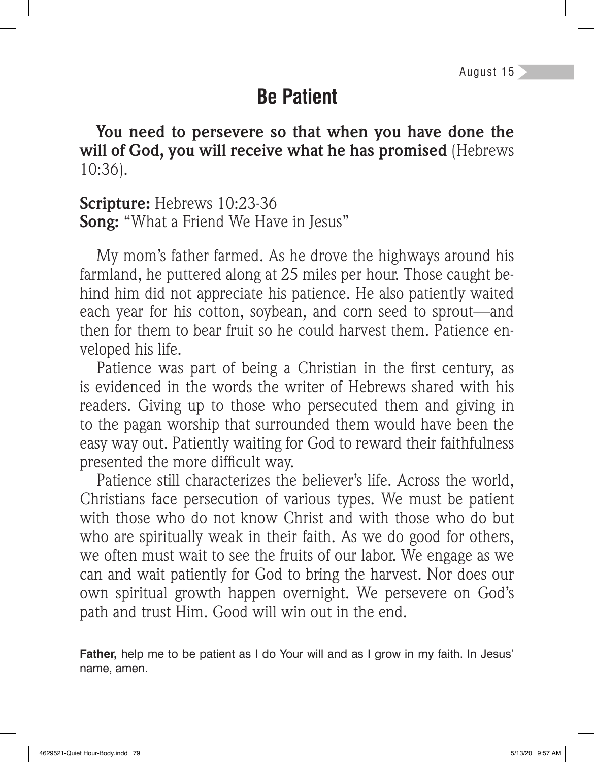August 15

# Be Patient

**You need to persevere so that when you have done the will of God, you will receive what he has promised** (Hebrews 10:36).

**Scripture:** Hebrews 10:23-36
**Song:** "What a Friend We Have in Jesus"

My mom's father farmed. As he drove the highways around his farmland, he puttered along at 25 miles per hour. Those caught behind him did not appreciate his patience. He also patiently waited each year for his cotton, soybean, and corn seed to sprout—and then for them to bear fruit so he could harvest them. Patience enveloped his life.

Patience was part of being a Christian in the first century, as is evidenced in the words the writer of Hebrews shared with his readers. Giving up to those who persecuted them and giving in to the pagan worship that surrounded them would have been the easy way out. Patiently waiting for God to reward their faithfulness presented the more difficult way.

Patience still characterizes the believer's life. Across the world, Christians face persecution of various types. We must be patient with those who do not know Christ and with those who do but who are spiritually weak in their faith. As we do good for others, we often must wait to see the fruits of our labor. We engage as we can and wait patiently for God to bring the harvest. Nor does our own spiritual growth happen overnight. We persevere on God's path and trust Him. Good will win out in the end.

**Father,** help me to be patient as I do Your will and as I grow in my faith. In Jesus' name, amen.